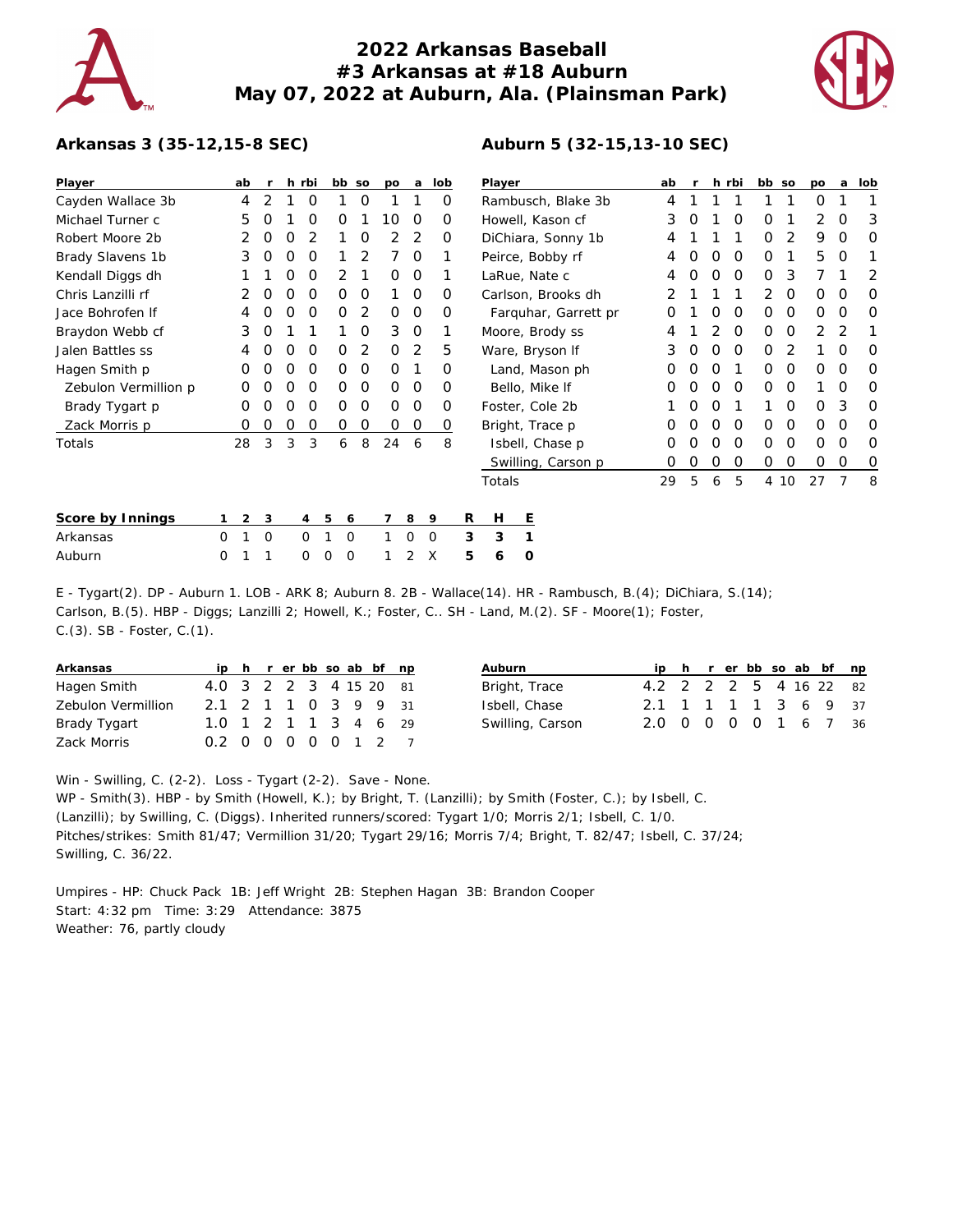# 2022 Arkansas Baseball
## #3 Arkansas at #18 Auburn
## May 07, 2022 at Auburn, Ala. (Plainsman Park)

**Arkansas 3 (35-12,15-8 SEC)**

| Player | ab | r | h | rbi | bb | so | po | a | lob |
|---|---|---|---|---|---|---|---|---|---|
| Cayden Wallace 3b | 4 | 2 | 1 | 0 | 1 | 0 | 1 | 1 | 0 |
| Michael Turner c | 5 | 0 | 1 | 0 | 0 | 1 | 10 | 0 | 0 |
| Robert Moore 2b | 2 | 0 | 0 | 2 | 1 | 0 | 2 | 2 | 0 |
| Brady Slavens 1b | 3 | 0 | 0 | 0 | 1 | 2 | 7 | 0 | 1 |
| Kendall Diggs dh | 1 | 1 | 0 | 0 | 2 | 1 | 0 | 0 | 1 |
| Chris Lanzilli rf | 2 | 0 | 0 | 0 | 0 | 0 | 1 | 0 | 0 |
| Jace Bohrofen lf | 4 | 0 | 0 | 0 | 0 | 2 | 0 | 0 | 0 |
| Braydon Webb cf | 3 | 0 | 1 | 1 | 1 | 0 | 3 | 0 | 1 |
| Jalen Battles ss | 4 | 0 | 0 | 0 | 0 | 2 | 0 | 2 | 5 |
| Hagen Smith p | 0 | 0 | 0 | 0 | 0 | 0 | 0 | 1 | 0 |
| Zebulon Vermillion p | 0 | 0 | 0 | 0 | 0 | 0 | 0 | 0 | 0 |
| Brady Tygart p | 0 | 0 | 0 | 0 | 0 | 0 | 0 | 0 | 0 |
| Zack Morris p | 0 | 0 | 0 | 0 | 0 | 0 | 0 | 0 | 0 |
| Totals | 28 | 3 | 3 | 3 | 6 | 8 | 24 | 6 | 8 |

**Auburn 5 (32-15,13-10 SEC)**

| Player | ab | r | h | rbi | bb | so | po | a | lob |
|---|---|---|---|---|---|---|---|---|---|
| Rambusch, Blake 3b | 4 | 1 | 1 | 1 | 1 | 1 | 0 | 1 | 1 |
| Howell, Kason cf | 3 | 0 | 1 | 0 | 0 | 1 | 2 | 0 | 3 |
| DiChiara, Sonny 1b | 4 | 1 | 1 | 1 | 0 | 2 | 9 | 0 | 0 |
| Peirce, Bobby rf | 4 | 0 | 0 | 0 | 0 | 1 | 5 | 0 | 1 |
| LaRue, Nate c | 4 | 0 | 0 | 0 | 0 | 3 | 7 | 1 | 2 |
| Carlson, Brooks dh | 2 | 1 | 1 | 1 | 2 | 0 | 0 | 0 | 0 |
| Farquhar, Garrett pr | 0 | 1 | 0 | 0 | 0 | 0 | 0 | 0 | 0 |
| Moore, Brody ss | 4 | 1 | 2 | 0 | 0 | 0 | 2 | 2 | 1 |
| Ware, Bryson lf | 3 | 0 | 0 | 0 | 0 | 2 | 1 | 0 | 0 |
| Land, Mason ph | 0 | 0 | 0 | 1 | 0 | 0 | 0 | 0 | 0 |
| Bello, Mike lf | 0 | 0 | 0 | 0 | 0 | 0 | 1 | 0 | 0 |
| Foster, Cole 2b | 1 | 0 | 0 | 1 | 1 | 0 | 0 | 3 | 0 |
| Bright, Trace p | 0 | 0 | 0 | 0 | 0 | 0 | 0 | 0 | 0 |
| Isbell, Chase p | 0 | 0 | 0 | 0 | 0 | 0 | 0 | 0 | 0 |
| Swilling, Carson p | 0 | 0 | 0 | 0 | 0 | 0 | 0 | 0 | 0 |
| Totals | 29 | 5 | 6 | 5 | 4 | 10 | 27 | 7 | 8 |

| Score by Innings | 1 | 2 | 3 | 4 | 5 | 6 | 7 | 8 | 9 | R | H | E |
|---|---|---|---|---|---|---|---|---|---|---|---|---|
| Arkansas | 0 | 1 | 0 | 0 | 1 | 0 | 1 | 0 | 0 | 3 | 3 | 1 |
| Auburn | 0 | 1 | 1 | 0 | 0 | 0 | 1 | 2 | X | 5 | 6 | 0 |

E - Tygart(2). DP - Auburn 1. LOB - ARK 8; Auburn 8. 2B - Wallace(14). HR - Rambusch, B.(4); DiChiara, S.(14); Carlson, B.(5). HBP - Diggs; Lanzilli 2; Howell, K.; Foster, C.. SH - Land, M.(2). SF - Moore(1); Foster, C.(3). SB - Foster, C.(1).

| Arkansas | ip | h | r | er | bb | so | ab | bf | np |
|---|---|---|---|---|---|---|---|---|---|
| Hagen Smith | 4.0 | 3 | 2 | 2 | 3 | 4 | 15 | 20 | 81 |
| Zebulon Vermillion | 2.1 | 2 | 1 | 1 | 0 | 3 | 9 | 9 | 31 |
| Brady Tygart | 1.0 | 1 | 2 | 1 | 1 | 3 | 4 | 6 | 29 |
| Zack Morris | 0.2 | 0 | 0 | 0 | 0 | 0 | 1 | 2 | 7 |

| Auburn | ip | h | r | er | bb | so | ab | bf | np |
|---|---|---|---|---|---|---|---|---|---|
| Bright, Trace | 4.2 | 2 | 2 | 2 | 5 | 4 | 16 | 22 | 82 |
| Isbell, Chase | 2.1 | 1 | 1 | 1 | 1 | 3 | 6 | 9 | 37 |
| Swilling, Carson | 2.0 | 0 | 0 | 0 | 0 | 1 | 6 | 7 | 36 |

Win - Swilling, C. (2-2). Loss - Tygart (2-2). Save - None.
WP - Smith(3). HBP - by Smith (Howell, K.); by Bright, T. (Lanzilli); by Smith (Foster, C.); by Isbell, C. (Lanzilli); by Swilling, C. (Diggs). Inherited runners/scored: Tygart 1/0; Morris 2/1; Isbell, C. 1/0.
Pitches/strikes: Smith 81/47; Vermillion 31/20; Tygart 29/16; Morris 7/4; Bright, T. 82/47; Isbell, C. 37/24; Swilling, C. 36/22.

Umpires - HP: Chuck Pack 1B: Jeff Wright 2B: Stephen Hagan 3B: Brandon Cooper
Start: 4:32 pm Time: 3:29 Attendance: 3875
Weather: 76, partly cloudy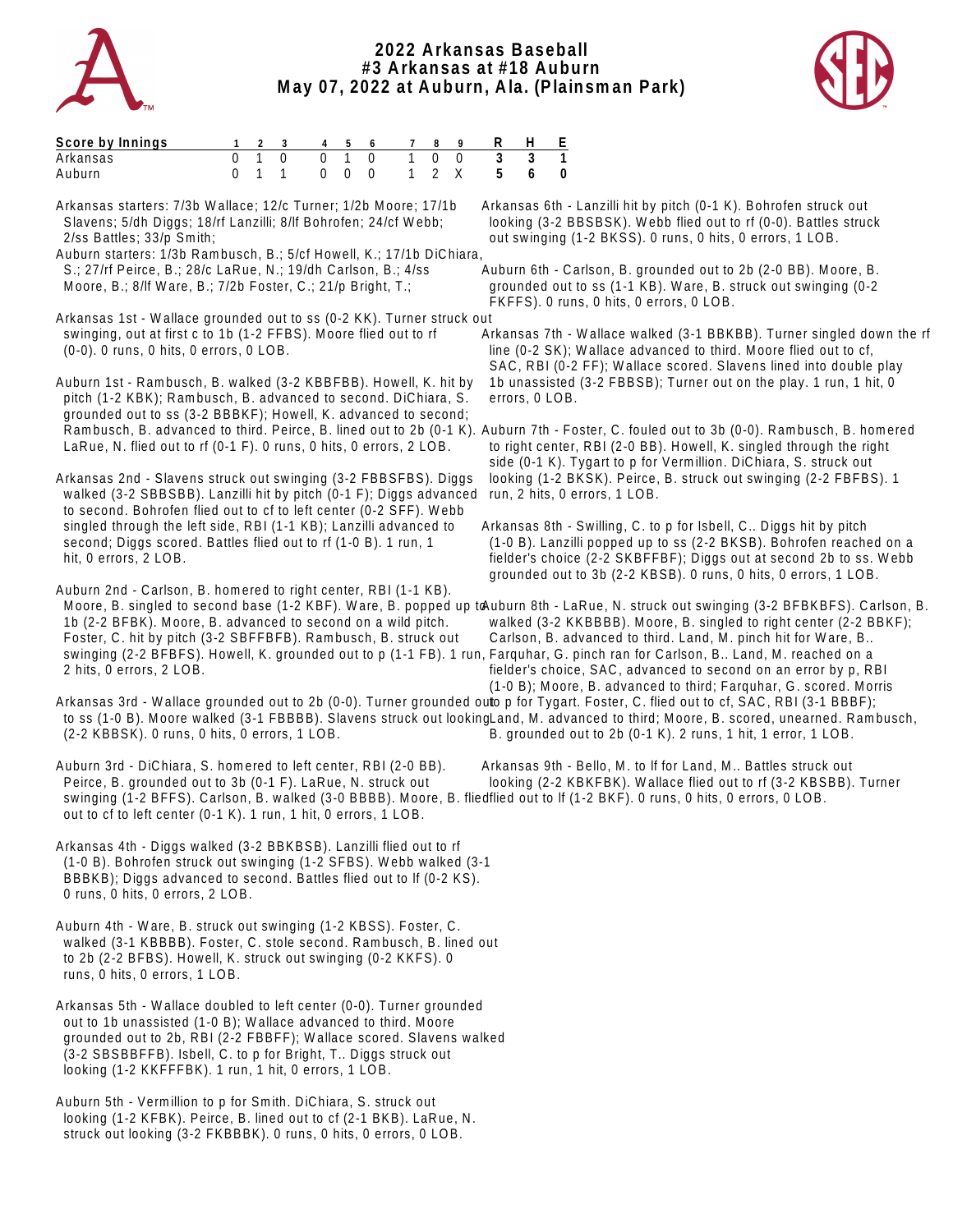# 2022 Arkansas Baseball
## #3 Arkansas at #18 Auburn
### May 07, 2022 at Auburn, Ala. (Plainsman Park)

| Score by Innings | 1 | 2 | 3 | 4 | 5 | 6 | 7 | 8 | 9 | R | H | E |
|---|---|---|---|---|---|---|---|---|---|---|---|---|
| Arkansas | 0 | 1 | 0 | 0 | 1 | 0 | 1 | 0 | 0 | 3 | 3 | 1 |
| Auburn | 0 | 1 | 1 | 0 | 0 | 0 | 1 | 2 | X | 5 | 6 | 0 |

Arkansas starters: 7/3b Wallace; 12/c Turner; 1/2b Moore; 17/1b Slavens; 5/dh Diggs; 18/rf Lanzilli; 8/lf Bohrofen; 24/cf Webb; 2/ss Battles; 33/p Smith;

Auburn starters: 1/3b Rambusch, B.; 5/cf Howell, K.; 17/1b DiChiara, S.; 27/rf Peirce, B.; 28/c LaRue, N.; 19/dh Carlson, B.; 4/ss Moore, B.; 8/lf Ware, B.; 7/2b Foster, C.; 21/p Bright, T.;

Arkansas 1st - Wallace grounded out to ss (0-2 KK). Turner struck out swinging, out at first c to 1b (1-2 FFBS). Moore flied out to rf (0-0). 0 runs, 0 hits, 0 errors, 0 LOB.

Auburn 1st - Rambusch, B. walked (3-2 KBBFFBB). Howell, K. hit by pitch (1-2 KBK); Rambusch, B. advanced to second. DiChiara, S. grounded out to ss (3-2 BBBKF); Howell, K. advanced to second; Rambusch, B. advanced to third. Peirce, B. lined out to 2b (0-1 K). LaRue, N. flied out to rf (0-1 F). 0 runs, 0 hits, 0 errors, 2 LOB.

Arkansas 2nd - Slavens struck out swinging (3-2 FBBSFBS). Diggs walked (3-2 SBBSBB). Lanzilli hit by pitch (0-1 F); Diggs advanced to second. Bohrofen flied out to cf to left center (0-2 SFF). Webb singled through the left side, RBI (1-1 KB); Lanzilli advanced to second; Diggs scored. Battles flied out to rf (1-0 B). 1 run, 1 hit, 0 errors, 2 LOB.

Auburn 2nd - Carlson, B. homered to right center, RBI (1-1 KB). Moore, B. singled to second base (1-2 KBF). Ware, B. popped up to 1b (2-2 BFBK). Moore, B. advanced to second on a wild pitch. Foster, C. hit by pitch (3-2 SBFFBFB). Rambusch, B. struck out swinging (2-2 BFBFS). Howell, K. grounded out to p (1-1 FB). 1 run, 2 hits, 0 errors, 2 LOB.

Arkansas 3rd - Wallace grounded out to 2b (0-0). Turner grounded out to ss (1-0 B). Moore walked (3-1 FBBBB). Slavens struck out looking (2-2 KBBSK). 0 runs, 0 hits, 0 errors, 1 LOB.

Auburn 3rd - DiChiara, S. homered to left center, RBI (2-0 BB). Peirce, B. grounded out to 3b (0-1 F). LaRue, N. struck out swinging (1-2 BFFS). Carlson, B. walked (3-0 BBBB). Moore, B. flied out to cf to left center (0-1 K). 1 run, 1 hit, 0 errors, 1 LOB.

Arkansas 4th - Diggs walked (3-2 BBKBSB). Lanzilli flied out to rf (1-0 B). Bohrofen struck out swinging (1-2 SFBS). Webb walked (3-1 BBBKB); Diggs advanced to second. Battles flied out to lf (0-2 KS). 0 runs, 0 hits, 0 errors, 2 LOB.

Auburn 4th - Ware, B. struck out swinging (1-2 KBSS). Foster, C. walked (3-1 KBBBB). Foster, C. stole second. Rambusch, B. lined out to 2b (2-2 BFBS). Howell, K. struck out swinging (0-2 KKFS). 0 runs, 0 hits, 0 errors, 1 LOB.

Arkansas 5th - Wallace doubled to left center (0-0). Turner grounded out to 1b unassisted (1-0 B); Wallace advanced to third. Moore grounded out to 2b, RBI (2-2 FBBFF); Wallace scored. Slavens walked (3-2 SBSBBFFB). Isbell, C. to p for Bright, T.. Diggs struck out looking (1-2 KKFFFBK). 1 run, 1 hit, 0 errors, 1 LOB.

Auburn 5th - Vermillion to p for Smith. DiChiara, S. struck out looking (1-2 KFBK). Peirce, B. lined out to cf (2-1 BKB). LaRue, N. struck out looking (3-2 FKBBBK). 0 runs, 0 hits, 0 errors, 0 LOB.

Arkansas 6th - Lanzilli hit by pitch (0-1 K). Bohrofen struck out looking (3-2 BBSBSK). Webb flied out to rf (0-0). Battles struck out swinging (1-2 BKSS). 0 runs, 0 hits, 0 errors, 1 LOB.

Auburn 6th - Carlson, B. grounded out to 2b (2-0 BB). Moore, B. grounded out to ss (1-1 KB). Ware, B. struck out swinging (0-2 FKFFS). 0 runs, 0 hits, 0 errors, 0 LOB.

Arkansas 7th - Wallace walked (3-1 BBKBB). Turner singled down the rf line (0-2 SK); Wallace advanced to third. Moore flied out to cf, SAC, RBI (0-2 FF); Wallace scored. Slavens lined into double play 1b unassisted (3-2 FBBSB); Turner out on the play. 1 run, 1 hit, 0 errors, 0 LOB.

Auburn 7th - Foster, C. fouled out to 3b (0-0). Rambusch, B. homered to right center, RBI (2-0 BB). Howell, K. singled through the right side (0-1 K). Tygart to p for Vermillion. DiChiara, S. struck out looking (1-2 BKSK). Peirce, B. struck out swinging (2-2 FBFBS). 1 run, 2 hits, 0 errors, 1 LOB.

Arkansas 8th - Swilling, C. to p for Isbell, C.. Diggs hit by pitch (1-0 B). Lanzilli popped up to ss (2-2 BKSB). Bohrofen reached on a fielder's choice (2-2 SKBFFBF); Diggs out at second 2b to ss. Webb grounded out to 3b (2-2 KBSB). 0 runs, 0 hits, 0 errors, 1 LOB.

Auburn 8th - LaRue, N. struck out swinging (3-2 BFBKBFS). Carlson, B. walked (3-2 KKBBBB). Moore, B. singled to right center (2-2 BBKF); Carlson, B. advanced to third. Land, M. pinch hit for Ware, B.. Farquhar, G. pinch ran for Carlson, B.. Land, M. reached on a fielder's choice, SAC, advanced to second on an error by p, RBI (1-0 B); Moore, B. advanced to third; Farquhar, G. scored. Morris to p for Tygart. Foster, C. flied out to cf, SAC, RBI (3-1 BBBF); Land, M. advanced to third; Moore, B. scored, unearned. Rambusch, B. grounded out to 2b (0-1 K). 2 runs, 1 hit, 1 error, 1 LOB.

Arkansas 9th - Bello, M. to lf for Land, M.. Battles struck out looking (2-2 KBKFBK). Wallace flied out to rf (3-2 KBSBB). Turner flied out to lf (1-2 BKF). 0 runs, 0 hits, 0 errors, 0 LOB.